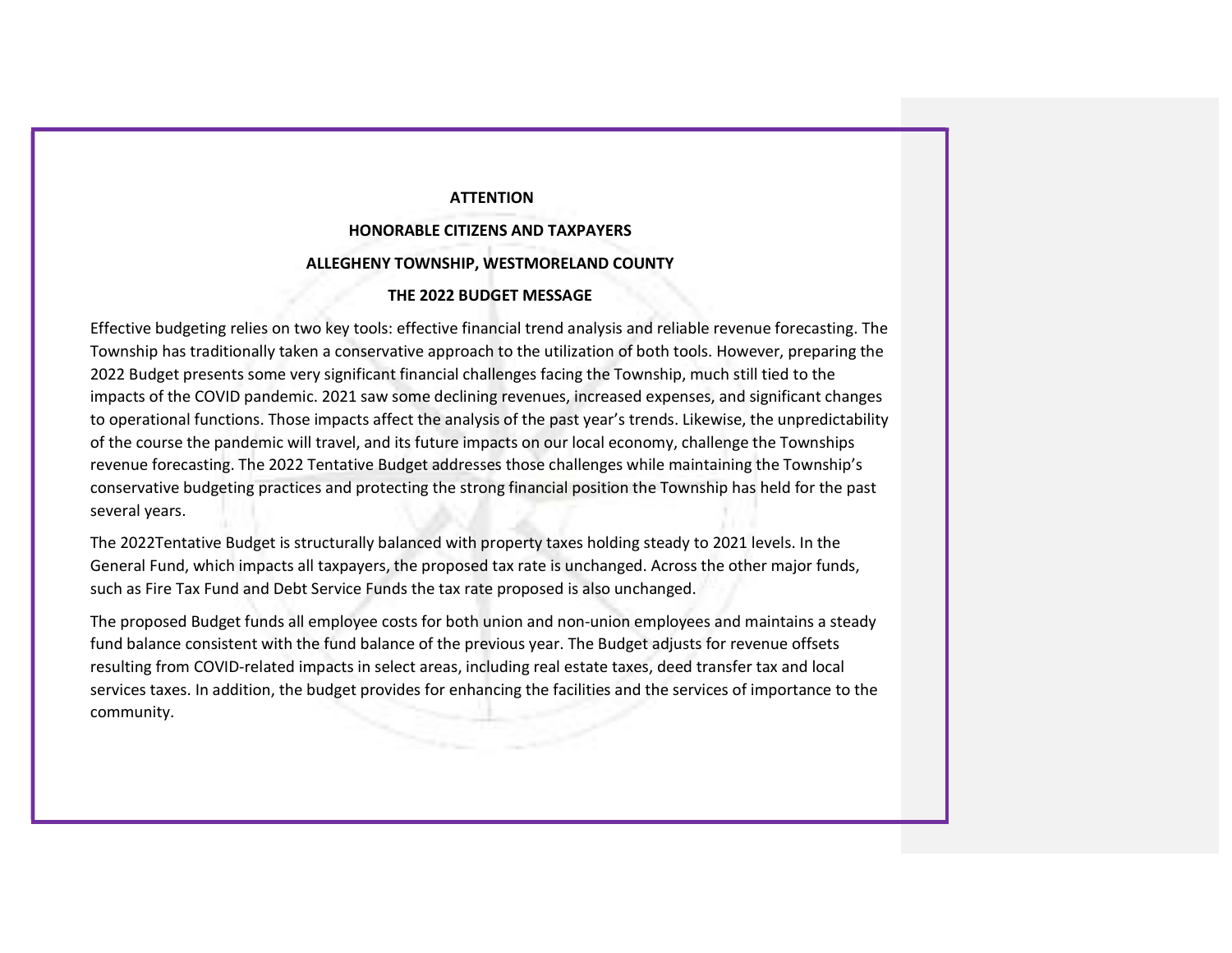**ATTENTION**

**HONORABLE CITIZENS AND TAXPAYERS**

**ALLEGHENY TOWNSHIP, WESTMORELAND COUNTY**

**THE 2022 BUDGET MESSAGE**

Effective budgeting relies on two key tools: effective financial trend analysis and reliable revenue forecasting. The Township has traditionally taken a conservative approach to the utilization of both tools. However, preparing the 2022 Budget presents some very significant financial challenges facing the Township, much still tied to the impacts of the COVID pandemic. 2021 saw some declining revenues, increased expenses, and significant changes to operational functions. Those impacts affect the analysis of the past year's trends. Likewise, the unpredictability of the course the pandemic will travel, and its future impacts on our local economy, challenge the Townships revenue forecasting. The 2022 Tentative Budget addresses those challenges while maintaining the Township's conservative budgeting practices and protecting the strong financial position the Township has held for the past several years.

The 2022Tentative Budget is structurally balanced with property taxes holding steady to 2021 levels. In the General Fund, which impacts all taxpayers, the proposed tax rate is unchanged. Across the other major funds, such as Fire Tax Fund and Debt Service Funds the tax rate proposed is also unchanged.

The proposed Budget funds all employee costs for both union and non-union employees and maintains a steady fund balance consistent with the fund balance of the previous year. The Budget adjusts for revenue offsets resulting from COVID-related impacts in select areas, including real estate taxes, deed transfer tax and local services taxes. In addition, the budget provides for enhancing the facilities and the services of importance to the community.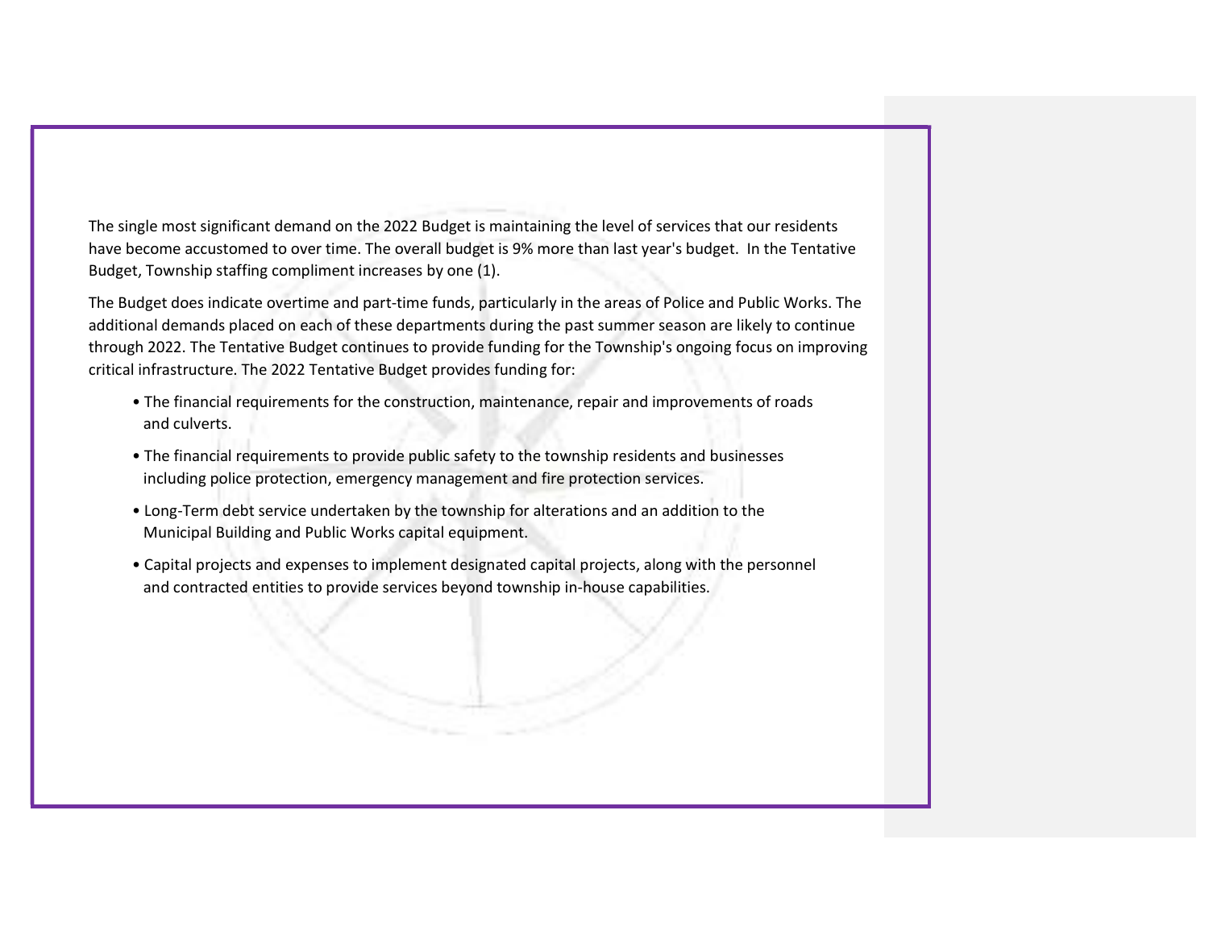The single most significant demand on the 2022 Budget is maintaining the level of services that our residents have become accustomed to over time. The overall budget is 9% more than last year's budget. In the Tentative Budget, Township staffing compliment increases by one (1).

The Budget does indicate overtime and part-time funds, particularly in the areas of Police and Public Works. The additional demands placed on each of these departments during the past summer season are likely to continue through 2022. The Tentative Budget continues to provide funding for the Township's ongoing focus on improving critical infrastructure. The 2022 Tentative Budget provides funding for:

- The financial requirements for the construction, maintenance, repair and improvements of roads and culverts.
- The financial requirements to provide public safety to the township residents and businesses including police protection, emergency management and fire protection services.
- Long-Term debt service undertaken by the township for alterations and an addition to the Municipal Building and Public Works capital equipment.
- Capital projects and expenses to implement designated capital projects, along with the personnel and contracted entities to provide services beyond township in-house capabilities.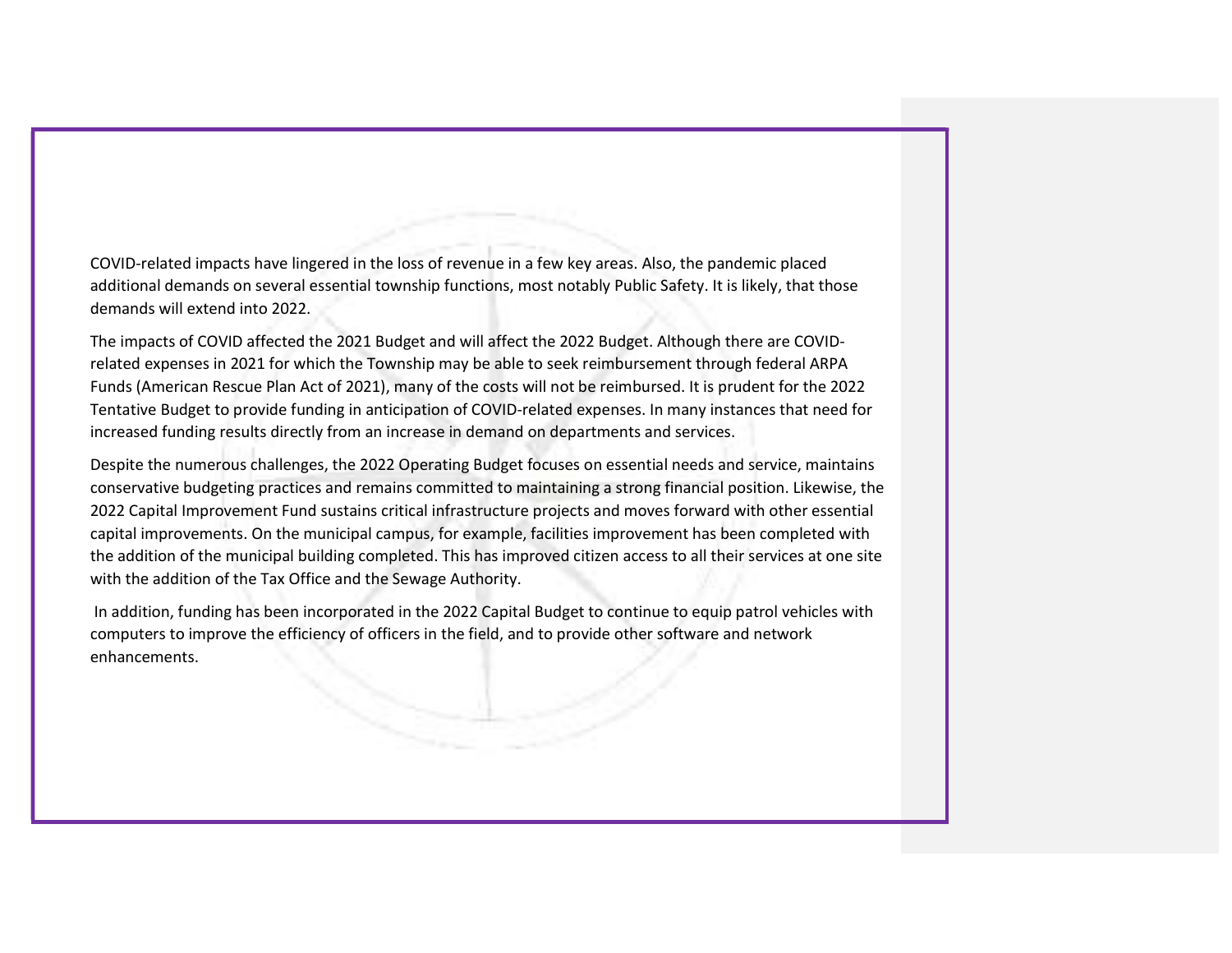COVID-related impacts have lingered in the loss of revenue in a few key areas. Also, the pandemic placed additional demands on several essential township functions, most notably Public Safety. It is likely, that those demands will extend into 2022.

The impacts of COVID affected the 2021 Budget and will affect the 2022 Budget. Although there are COVID-related expenses in 2021 for which the Township may be able to seek reimbursement through federal ARPA Funds (American Rescue Plan Act of 2021), many of the costs will not be reimbursed. It is prudent for the 2022 Tentative Budget to provide funding in anticipation of COVID-related expenses. In many instances that need for increased funding results directly from an increase in demand on departments and services.

Despite the numerous challenges, the 2022 Operating Budget focuses on essential needs and service, maintains conservative budgeting practices and remains committed to maintaining a strong financial position. Likewise, the 2022 Capital Improvement Fund sustains critical infrastructure projects and moves forward with other essential capital improvements. On the municipal campus, for example, facilities improvement has been completed with the addition of the municipal building completed. This has improved citizen access to all their services at one site with the addition of the Tax Office and the Sewage Authority.

In addition, funding has been incorporated in the 2022 Capital Budget to continue to equip patrol vehicles with computers to improve the efficiency of officers in the field, and to provide other software and network enhancements.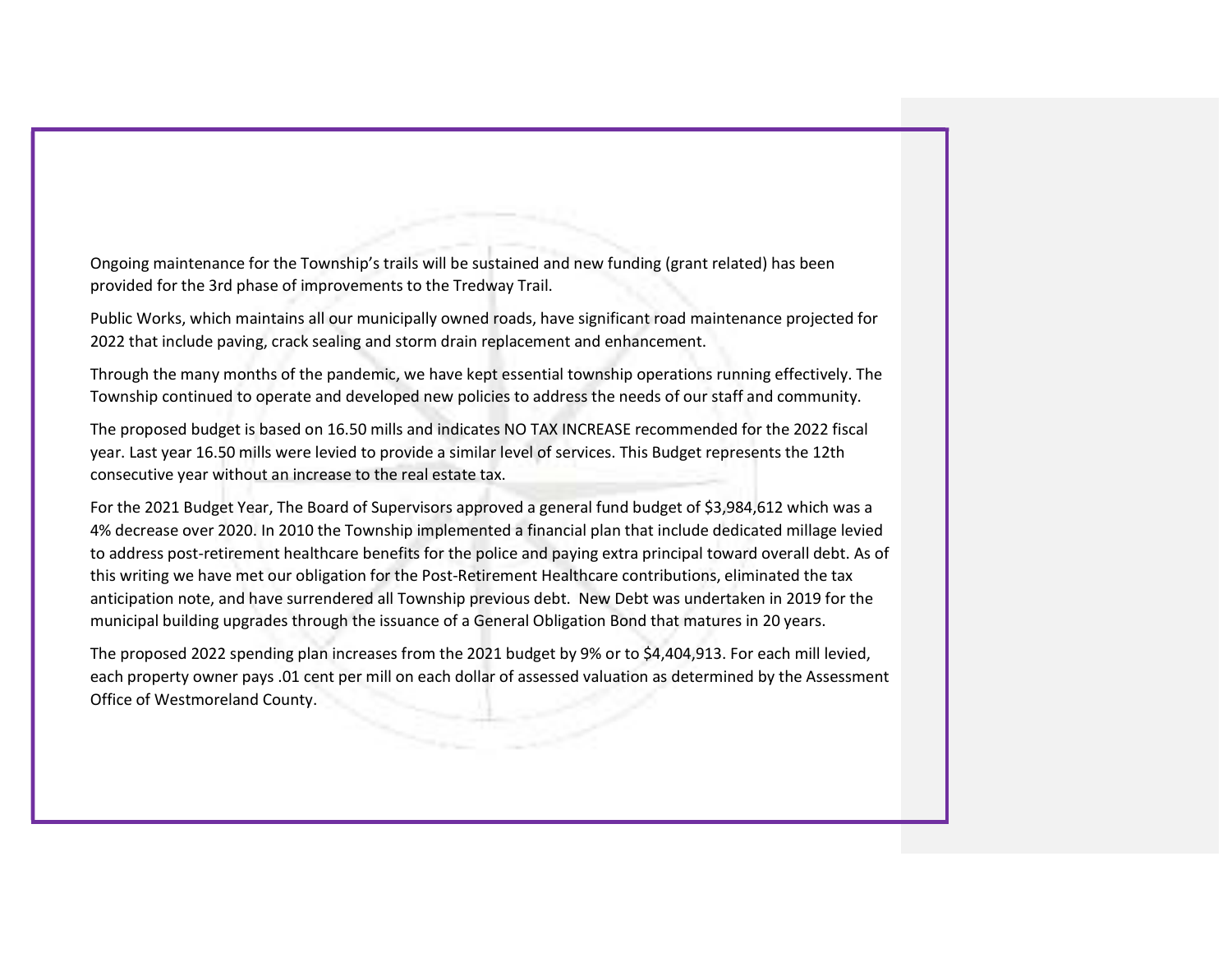Ongoing maintenance for the Township's trails will be sustained and new funding (grant related) has been provided for the 3rd phase of improvements to the Tredway Trail.

Public Works, which maintains all our municipally owned roads, have significant road maintenance projected for 2022 that include paving, crack sealing and storm drain replacement and enhancement.

Through the many months of the pandemic, we have kept essential township operations running effectively. The Township continued to operate and developed new policies to address the needs of our staff and community.

The proposed budget is based on 16.50 mills and indicates NO TAX INCREASE recommended for the 2022 fiscal year. Last year 16.50 mills were levied to provide a similar level of services. This Budget represents the 12th consecutive year without an increase to the real estate tax.

For the 2021 Budget Year, The Board of Supervisors approved a general fund budget of $3,984,612 which was a 4% decrease over 2020. In 2010 the Township implemented a financial plan that include dedicated millage levied to address post-retirement healthcare benefits for the police and paying extra principal toward overall debt. As of this writing we have met our obligation for the Post-Retirement Healthcare contributions, eliminated the tax anticipation note, and have surrendered all Township previous debt. New Debt was undertaken in 2019 for the municipal building upgrades through the issuance of a General Obligation Bond that matures in 20 years.

The proposed 2022 spending plan increases from the 2021 budget by 9% or to $4,404,913. For each mill levied, each property owner pays .01 cent per mill on each dollar of assessed valuation as determined by the Assessment Office of Westmoreland County.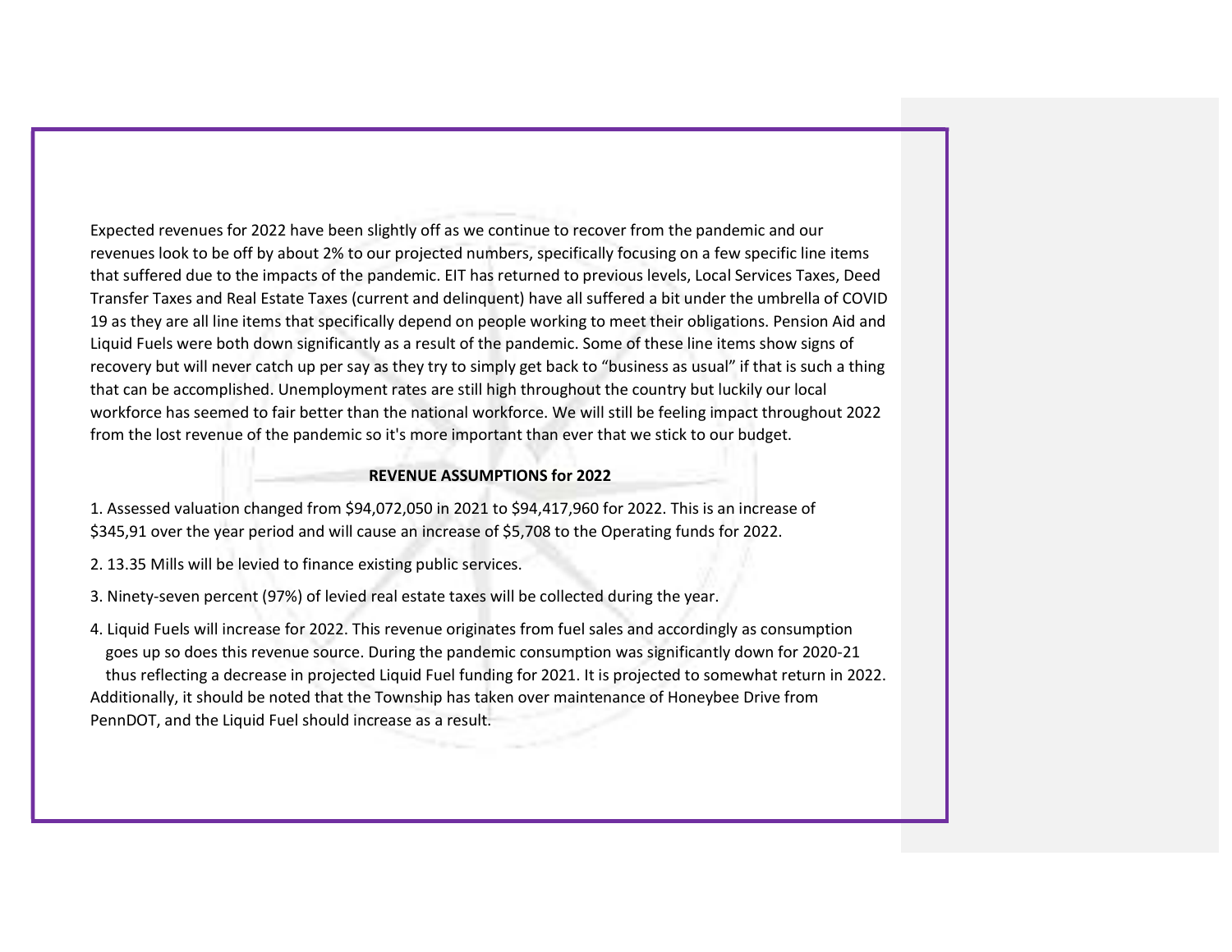Expected revenues for 2022 have been slightly off as we continue to recover from the pandemic and our revenues look to be off by about 2% to our projected numbers, specifically focusing on a few specific line items that suffered due to the impacts of the pandemic. EIT has returned to previous levels, Local Services Taxes, Deed Transfer Taxes and Real Estate Taxes (current and delinquent) have all suffered a bit under the umbrella of COVID 19 as they are all line items that specifically depend on people working to meet their obligations. Pension Aid and Liquid Fuels were both down significantly as a result of the pandemic. Some of these line items show signs of recovery but will never catch up per say as they try to simply get back to “business as usual” if that is such a thing that can be accomplished. Unemployment rates are still high throughout the country but luckily our local workforce has seemed to fair better than the national workforce. We will still be feeling impact throughout 2022 from the lost revenue of the pandemic so it's more important than ever that we stick to our budget.

**REVENUE ASSUMPTIONS for 2022**

1. Assessed valuation changed from $94,072,050 in 2021 to $94,417,960 for 2022. This is an increase of $345,91 over the year period and will cause an increase of $5,708 to the Operating funds for 2022.

2. 13.35 Mills will be levied to finance existing public services.

3. Ninety-seven percent (97%) of levied real estate taxes will be collected during the year.

4. Liquid Fuels will increase for 2022. This revenue originates from fuel sales and accordingly as consumption goes up so does this revenue source. During the pandemic consumption was significantly down for 2020-21 thus reflecting a decrease in projected Liquid Fuel funding for 2021. It is projected to somewhat return in 2022.

Additionally, it should be noted that the Township has taken over maintenance of Honeybee Drive from PennDOT, and the Liquid Fuel should increase as a result.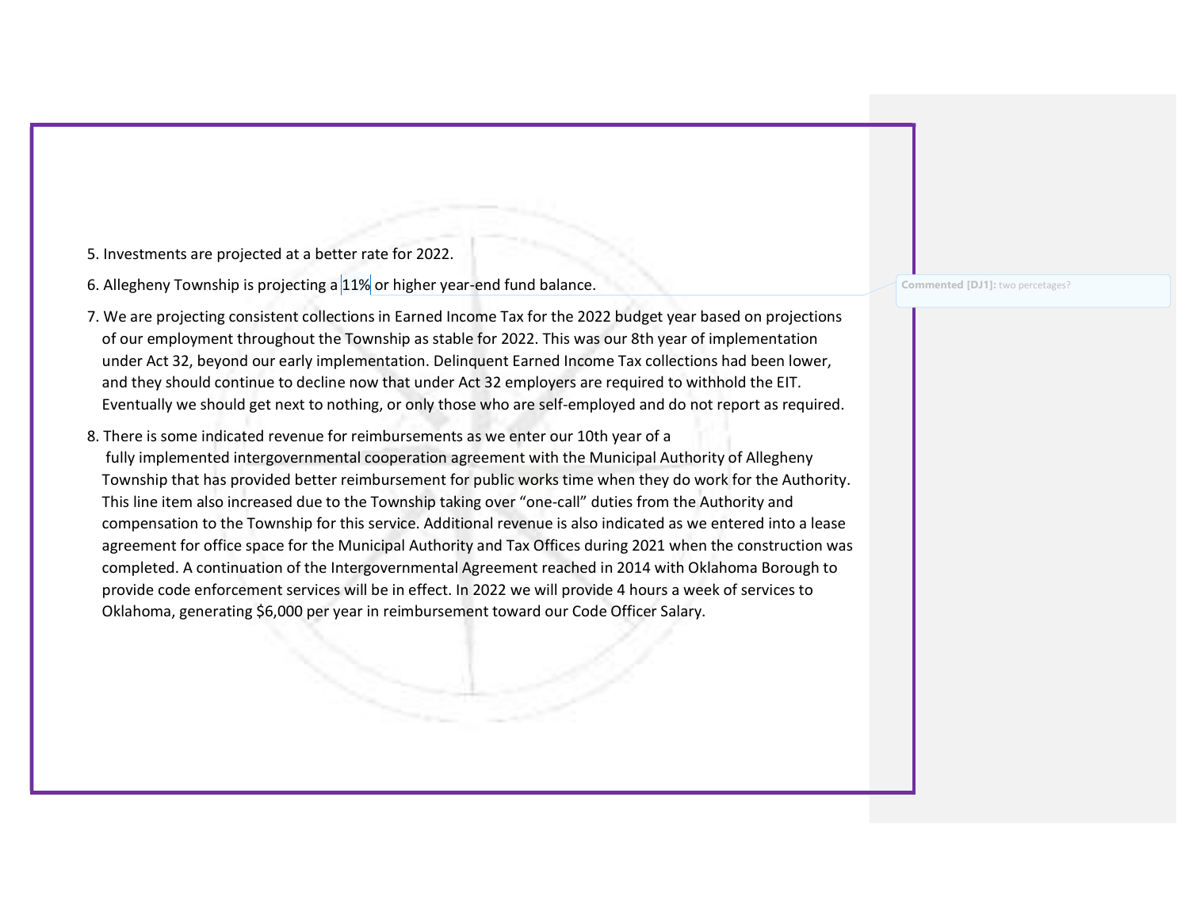5. Investments are projected at a better rate for 2022.

6. Allegheny Township is projecting a 11% or higher year-end fund balance.

7. We are projecting consistent collections in Earned Income Tax for the 2022 budget year based on projections of our employment throughout the Township as stable for 2022. This was our 8th year of implementation under Act 32, beyond our early implementation. Delinquent Earned Income Tax collections had been lower, and they should continue to decline now that under Act 32 employers are required to withhold the EIT. Eventually we should get next to nothing, or only those who are self-employed and do not report as required.

8. There is some indicated revenue for reimbursements as we enter our 10th year of a fully implemented intergovernmental cooperation agreement with the Municipal Authority of Allegheny Township that has provided better reimbursement for public works time when they do work for the Authority. This line item also increased due to the Township taking over "one-call" duties from the Authority and compensation to the Township for this service. Additional revenue is also indicated as we entered into a lease agreement for office space for the Municipal Authority and Tax Offices during 2021 when the construction was completed. A continuation of the Intergovernmental Agreement reached in 2014 with Oklahoma Borough to provide code enforcement services will be in effect. In 2022 we will provide 4 hours a week of services to Oklahoma, generating $6,000 per year in reimbursement toward our Code Officer Salary.

Commented [DJ1]: two percetages?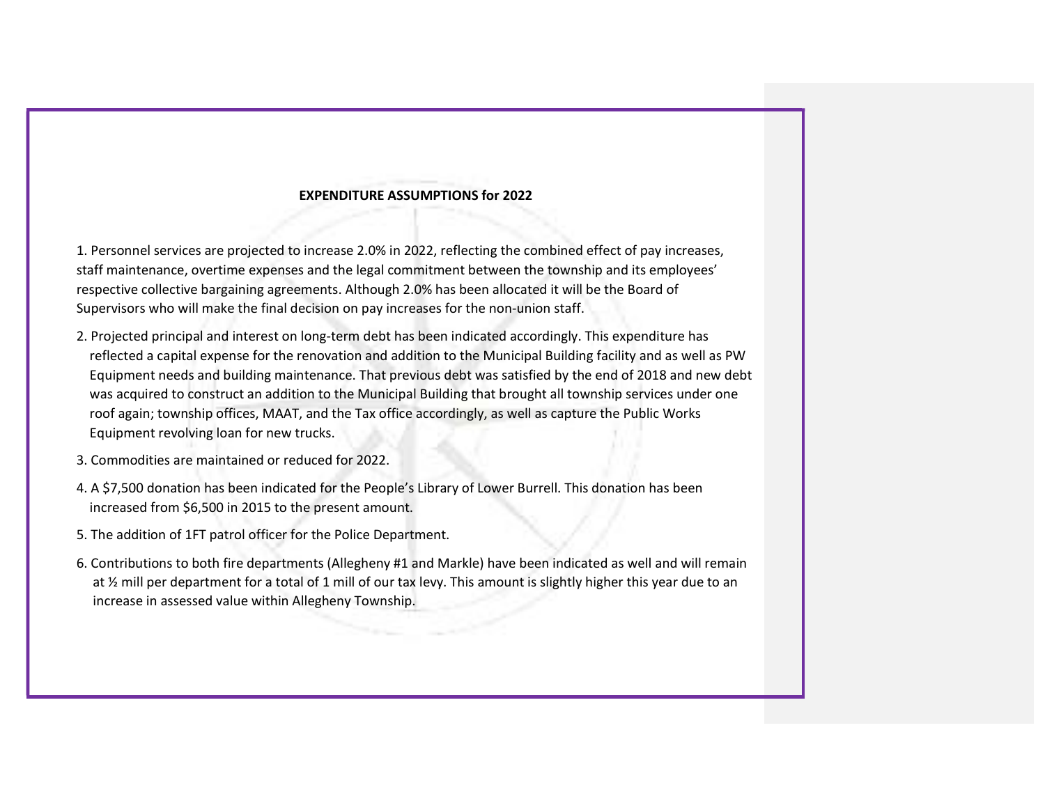## EXPENDITURE ASSUMPTIONS for 2022

1. Personnel services are projected to increase 2.0% in 2022, reflecting the combined effect of pay increases, staff maintenance, overtime expenses and the legal commitment between the township and its employees' respective collective bargaining agreements. Although 2.0% has been allocated it will be the Board of Supervisors who will make the final decision on pay increases for the non-union staff.
2. Projected principal and interest on long-term debt has been indicated accordingly. This expenditure has reflected a capital expense for the renovation and addition to the Municipal Building facility and as well as PW Equipment needs and building maintenance. That previous debt was satisfied by the end of 2018 and new debt was acquired to construct an addition to the Municipal Building that brought all township services under one roof again; township offices, MAAT, and the Tax office accordingly, as well as capture the Public Works Equipment revolving loan for new trucks.
3. Commodities are maintained or reduced for 2022.
4. A $7,500 donation has been indicated for the People's Library of Lower Burrell. This donation has been increased from $6,500 in 2015 to the present amount.
5. The addition of 1FT patrol officer for the Police Department.
6. Contributions to both fire departments (Allegheny #1 and Markle) have been indicated as well and will remain at ½ mill per department for a total of 1 mill of our tax levy. This amount is slightly higher this year due to an increase in assessed value within Allegheny Township.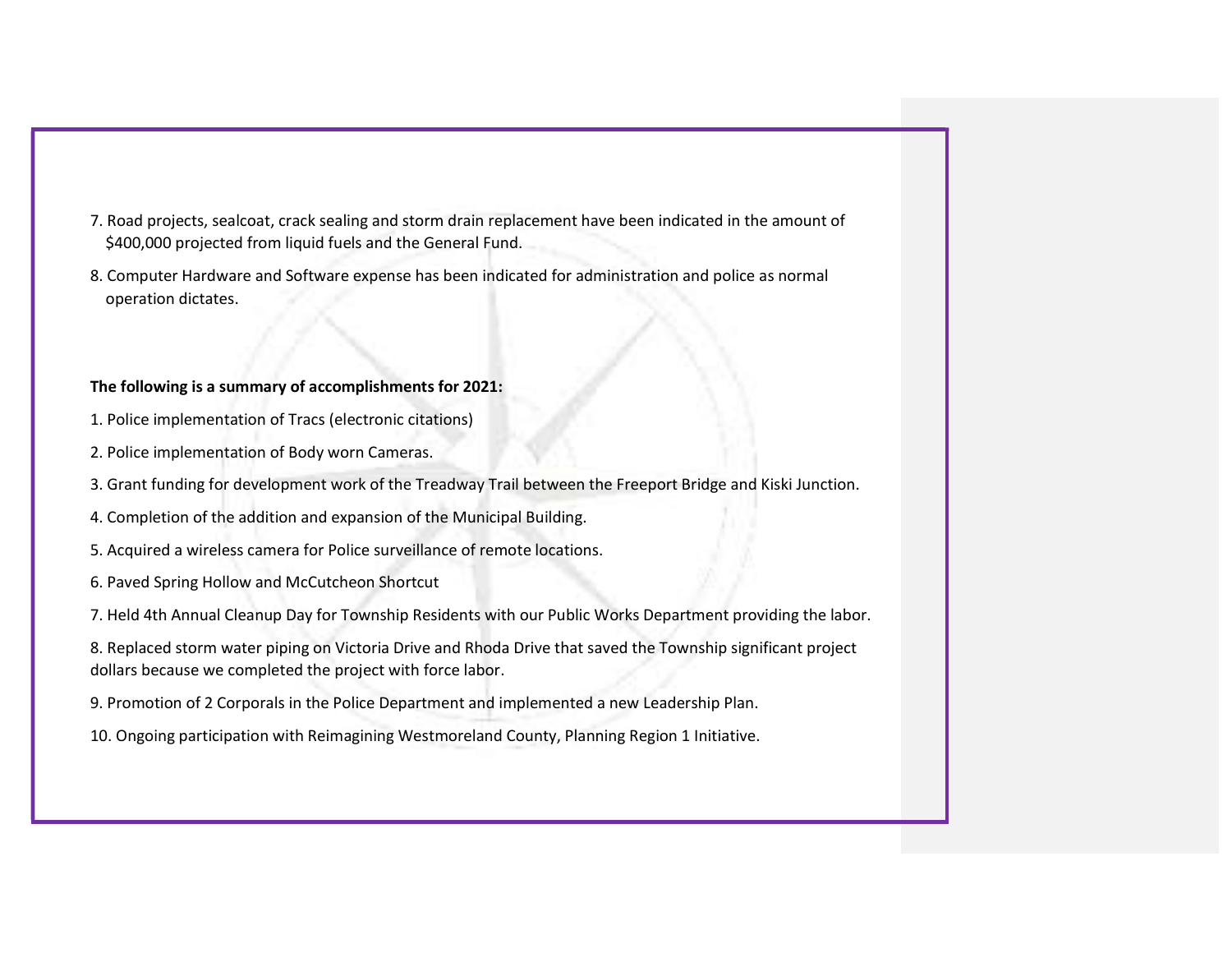7. Road projects, sealcoat, crack sealing and storm drain replacement have been indicated in the amount of $400,000 projected from liquid fuels and the General Fund.

8. Computer Hardware and Software expense has been indicated for administration and police as normal operation dictates.

**The following is a summary of accomplishments for 2021:**

1. Police implementation of Tracs (electronic citations)

2. Police implementation of Body worn Cameras.

3. Grant funding for development work of the Treadway Trail between the Freeport Bridge and Kiski Junction.

4. Completion of the addition and expansion of the Municipal Building.

5. Acquired a wireless camera for Police surveillance of remote locations.

6. Paved Spring Hollow and McCutcheon Shortcut

7. Held 4th Annual Cleanup Day for Township Residents with our Public Works Department providing the labor.

8. Replaced storm water piping on Victoria Drive and Rhoda Drive that saved the Township significant project dollars because we completed the project with force labor.

9. Promotion of 2 Corporals in the Police Department and implemented a new Leadership Plan.

10. Ongoing participation with Reimagining Westmoreland County, Planning Region 1 Initiative.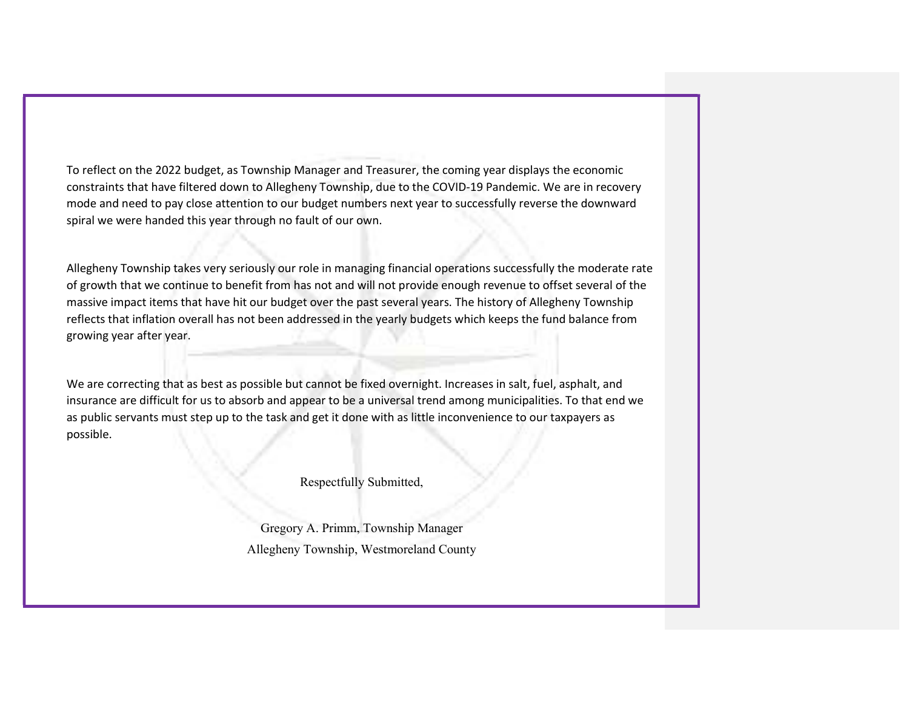To reflect on the 2022 budget, as Township Manager and Treasurer, the coming year displays the economic constraints that have filtered down to Allegheny Township, due to the COVID-19 Pandemic. We are in recovery mode and need to pay close attention to our budget numbers next year to successfully reverse the downward spiral we were handed this year through no fault of our own.

Allegheny Township takes very seriously our role in managing financial operations successfully the moderate rate of growth that we continue to benefit from has not and will not provide enough revenue to offset several of the massive impact items that have hit our budget over the past several years. The history of Allegheny Township reflects that inflation overall has not been addressed in the yearly budgets which keeps the fund balance from growing year after year.

We are correcting that as best as possible but cannot be fixed overnight. Increases in salt, fuel, asphalt, and insurance are difficult for us to absorb and appear to be a universal trend among municipalities. To that end we as public servants must step up to the task and get it done with as little inconvenience to our taxpayers as possible.

Respectfully Submitted,

Gregory A. Primm, Township Manager
Allegheny Township, Westmoreland County